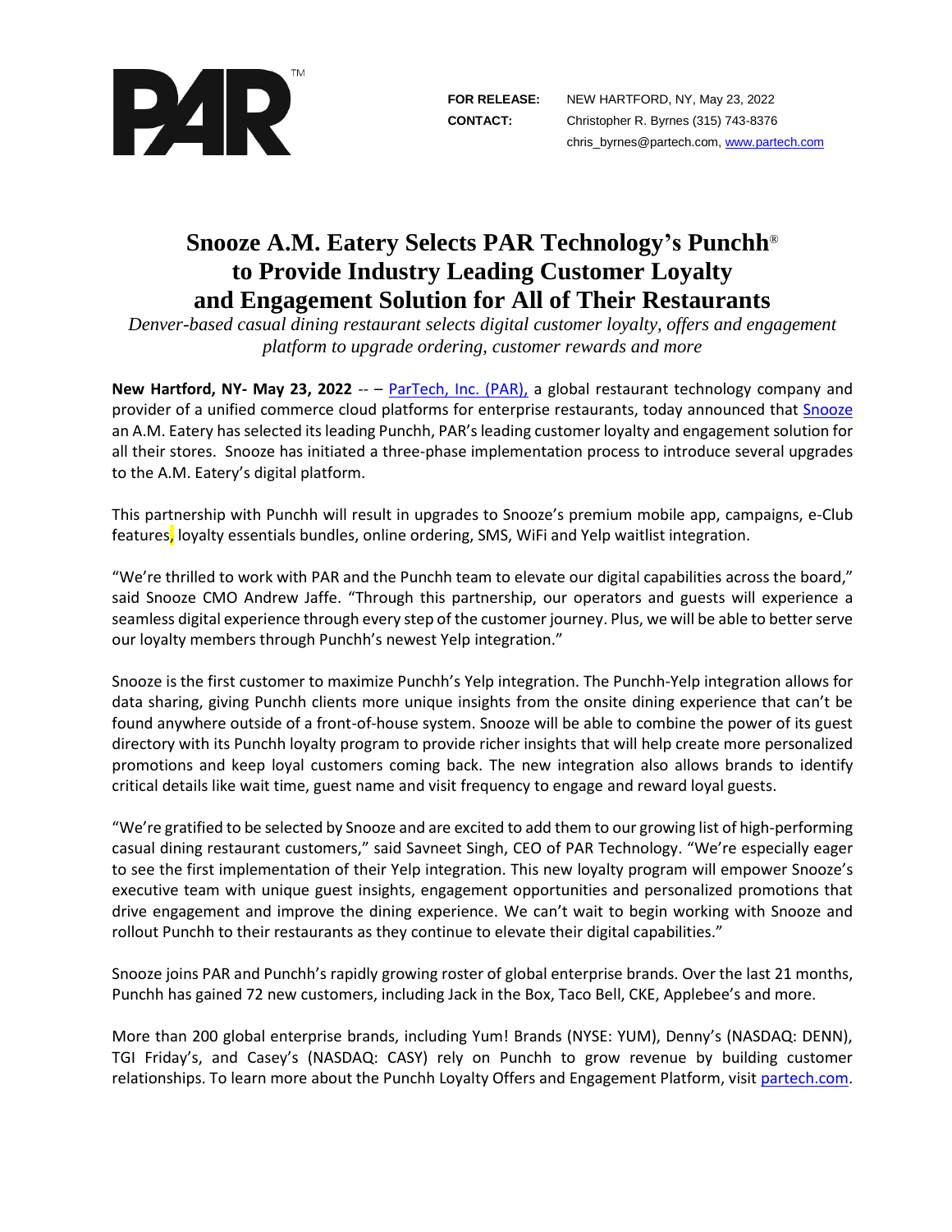PAR™

**FOR RELEASE:** NEW HARTFORD, NY, May 23, 2022
**CONTACT:** Christopher R. Byrnes (315) 743-8376
chris_byrnes@partech.com, www.partech.com

# Snooze A.M. Eatery Selects PAR Technology's Punchh® to Provide Industry Leading Customer Loyalty and Engagement Solution for All of Their Restaurants

*Denver-based casual dining restaurant selects digital customer loyalty, offers and engagement platform to upgrade ordering, customer rewards and more*

**New Hartford, NY- May 23, 2022** -- – ParTech, Inc. (PAR), a global restaurant technology company and provider of a unified commerce cloud platforms for enterprise restaurants, today announced that Snooze an A.M. Eatery has selected its leading Punchh, PAR's leading customer loyalty and engagement solution for all their stores. Snooze has initiated a three-phase implementation process to introduce several upgrades to the A.M. Eatery's digital platform.

This partnership with Punchh will result in upgrades to Snooze's premium mobile app, campaigns, e-Club features, loyalty essentials bundles, online ordering, SMS, WiFi and Yelp waitlist integration.

"We're thrilled to work with PAR and the Punchh team to elevate our digital capabilities across the board," said Snooze CMO Andrew Jaffe. "Through this partnership, our operators and guests will experience a seamless digital experience through every step of the customer journey. Plus, we will be able to better serve our loyalty members through Punchh's newest Yelp integration."

Snooze is the first customer to maximize Punchh's Yelp integration. The Punchh-Yelp integration allows for data sharing, giving Punchh clients more unique insights from the onsite dining experience that can't be found anywhere outside of a front-of-house system. Snooze will be able to combine the power of its guest directory with its Punchh loyalty program to provide richer insights that will help create more personalized promotions and keep loyal customers coming back. The new integration also allows brands to identify critical details like wait time, guest name and visit frequency to engage and reward loyal guests.

"We're gratified to be selected by Snooze and are excited to add them to our growing list of high-performing casual dining restaurant customers," said Savneet Singh, CEO of PAR Technology. "We're especially eager to see the first implementation of their Yelp integration. This new loyalty program will empower Snooze's executive team with unique guest insights, engagement opportunities and personalized promotions that drive engagement and improve the dining experience. We can't wait to begin working with Snooze and rollout Punchh to their restaurants as they continue to elevate their digital capabilities."

Snooze joins PAR and Punchh's rapidly growing roster of global enterprise brands. Over the last 21 months, Punchh has gained 72 new customers, including Jack in the Box, Taco Bell, CKE, Applebee's and more.

More than 200 global enterprise brands, including Yum! Brands (NYSE: YUM), Denny's (NASDAQ: DENN), TGI Friday's, and Casey's (NASDAQ: CASY) rely on Punchh to grow revenue by building customer relationships. To learn more about the Punchh Loyalty Offers and Engagement Platform, visit partech.com.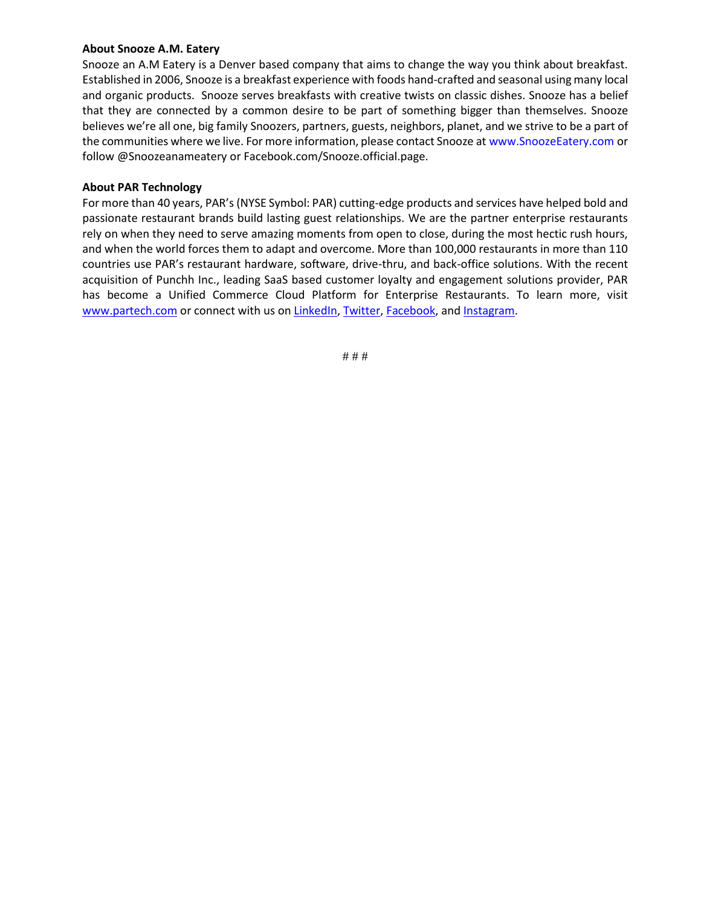**About Snooze A.M. Eatery**

Snooze an A.M Eatery is a Denver based company that aims to change the way you think about breakfast. Established in 2006, Snooze is a breakfast experience with foods hand-crafted and seasonal using many local and organic products. Snooze serves breakfasts with creative twists on classic dishes. Snooze has a belief that they are connected by a common desire to be part of something bigger than themselves. Snooze believes we're all one, big family Snoozers, partners, guests, neighbors, planet, and we strive to be a part of the communities where we live. For more information, please contact Snooze at www.SnoozeEatery.com or follow @Snoozeanameatery or Facebook.com/Snooze.official.page.

**About PAR Technology**

For more than 40 years, PAR's (NYSE Symbol: PAR) cutting-edge products and services have helped bold and passionate restaurant brands build lasting guest relationships. We are the partner enterprise restaurants rely on when they need to serve amazing moments from open to close, during the most hectic rush hours, and when the world forces them to adapt and overcome. More than 100,000 restaurants in more than 110 countries use PAR's restaurant hardware, software, drive-thru, and back-office solutions. With the recent acquisition of Punchh Inc., leading SaaS based customer loyalty and engagement solutions provider, PAR has become a Unified Commerce Cloud Platform for Enterprise Restaurants. To learn more, visit www.partech.com or connect with us on LinkedIn, Twitter, Facebook, and Instagram.

# # #